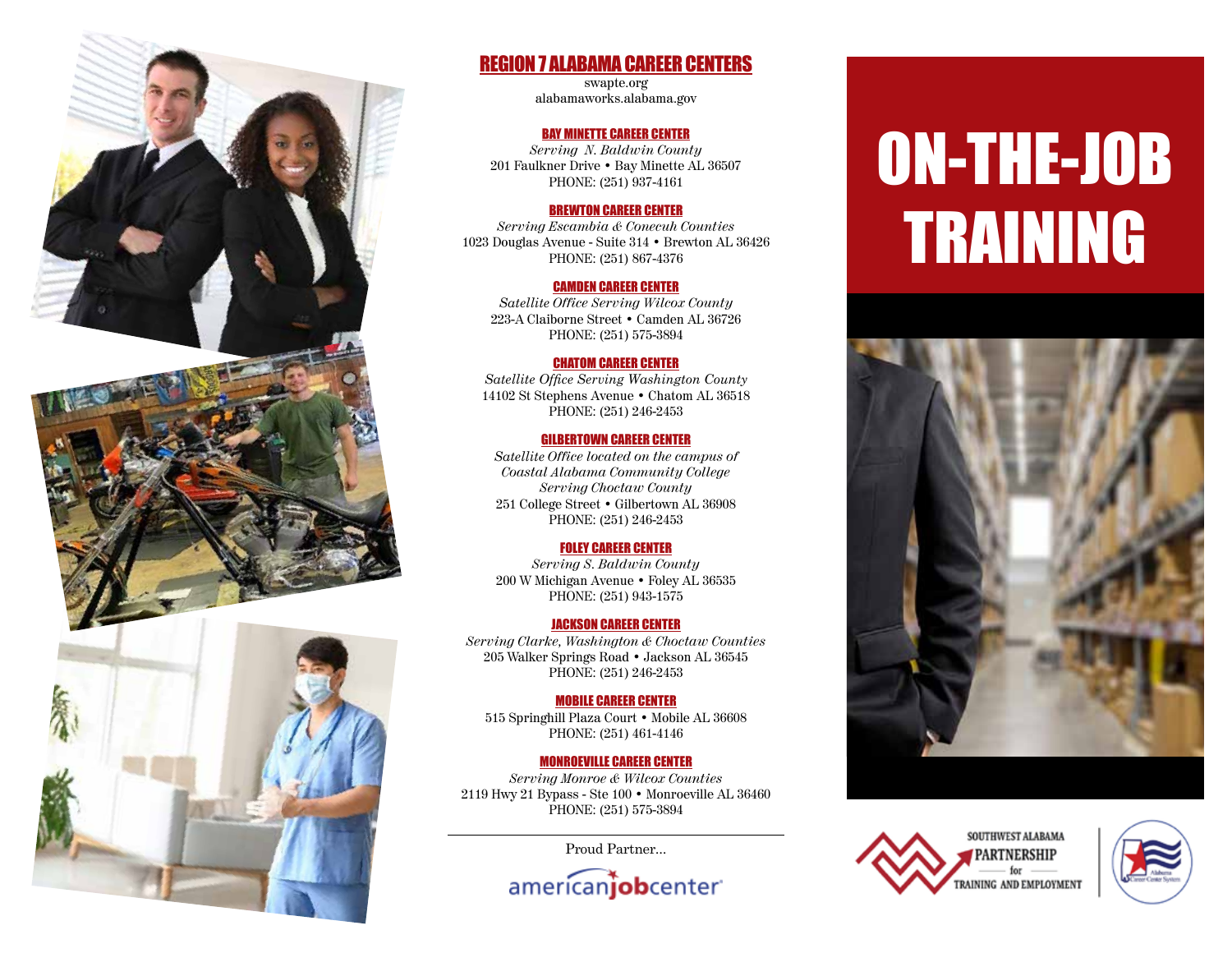## REGION 7 ALABAMA CAREER CENTERS

swapte.org
alabamaworks.alabama.gov

### BAY MINETTE CAREER CENTER
*Serving N. Baldwin County*
201 Faulkner Drive • Bay Minette AL 36507
PHONE: (251) 937-4161

### BREWTON CAREER CENTER
*Serving Escambia & Conecuh Counties*
1023 Douglas Avenue - Suite 314 • Brewton AL 36426
PHONE: (251) 867-4376

### CAMDEN CAREER CENTER
*Satellite Office Serving Wilcox County*
223-A Claiborne Street • Camden AL 36726
PHONE: (251) 575-3894

### CHATOM CAREER CENTER
*Satellite Office Serving Washington County*
14102 St Stephens Avenue • Chatom AL 36518
PHONE: (251) 246-2453

### GILBERTOWN CAREER CENTER
*Satellite Office located on the campus of Coastal Alabama Community College Serving Choctaw County*
251 College Street • Gilbertown AL 36908
PHONE: (251) 246-2453

### FOLEY CAREER CENTER
*Serving S. Baldwin County*
200 W Michigan Avenue • Foley AL 36535
PHONE: (251) 943-1575

### JACKSON CAREER CENTER
*Serving Clarke, Washington & Choctaw Counties*
205 Walker Springs Road • Jackson AL 36545
PHONE: (251) 246-2453

### MOBILE CAREER CENTER
515 Springhill Plaza Court • Mobile AL 36608
PHONE: (251) 461-4146

### MONROEVILLE CAREER CENTER
*Serving Monroe & Wilcox Counties*
2119 Hwy 21 Bypass - Ste 100 • Monroeville AL 36460
PHONE: (251) 575-3894

---

Proud Partner...

americanjobcenter

# ON-THE-JOB TRAINING

SOUTHWEST ALABAMA PARTNERSHIP for TRAINING AND EMPLOYMENT

Alabama Career Center System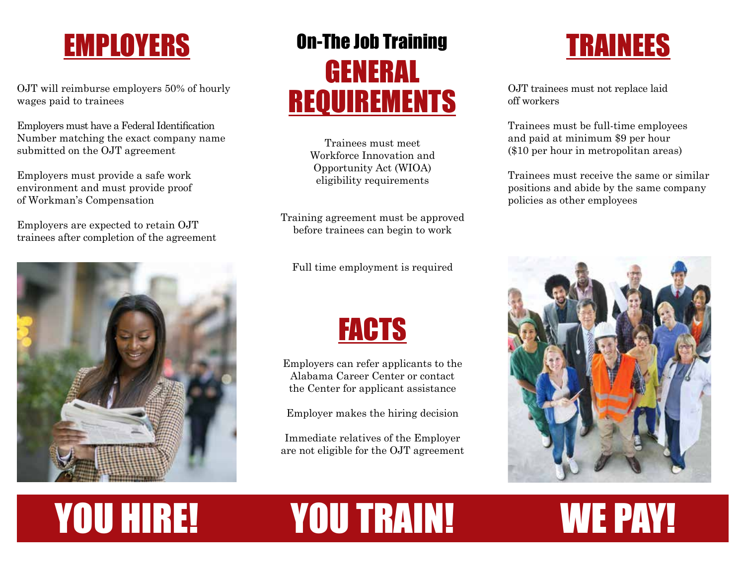# EMPLOYERS

OJT will reimburse employers 50% of hourly wages paid to trainees

Employers must have a Federal Identification Number matching the exact company name submitted on the OJT agreement

Employers must provide a safe work environment and must provide proof of Workman's Compensation

Employers are expected to retain OJT trainees after completion of the agreement

# On-The Job Training

# GENERAL REQUIREMENTS

Trainees must meet Workforce Innovation and Opportunity Act (WIOA) eligibility requirements

Training agreement must be approved before trainees can begin to work

Full time employment is required

# FACTS

Employers can refer applicants to the Alabama Career Center or contact the Center for applicant assistance

Employer makes the hiring decision

Immediate relatives of the Employer are not eligible for the OJT agreement

# TRAINEES

OJT trainees must not replace laid off workers

Trainees must be full-time employees and paid at minimum $9 per hour ($10 per hour in metropolitan areas)

Trainees must receive the same or similar positions and abide by the same company policies as other employees

**YOU HIRE! YOU TRAIN! WE PAY!**